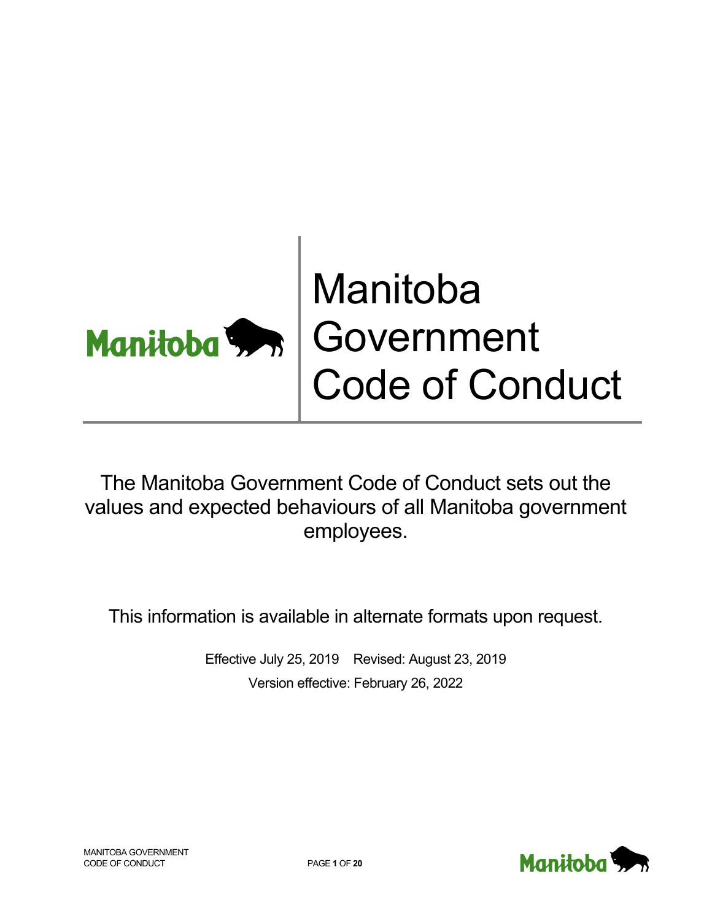# Manitoba Government Code of Conduct

The Manitoba Government Code of Conduct sets out the values and expected behaviours of all Manitoba government employees.

This information is available in alternate formats upon request.

Effective July 25, 2019  Revised: August 23, 2019

Version effective: February 26, 2022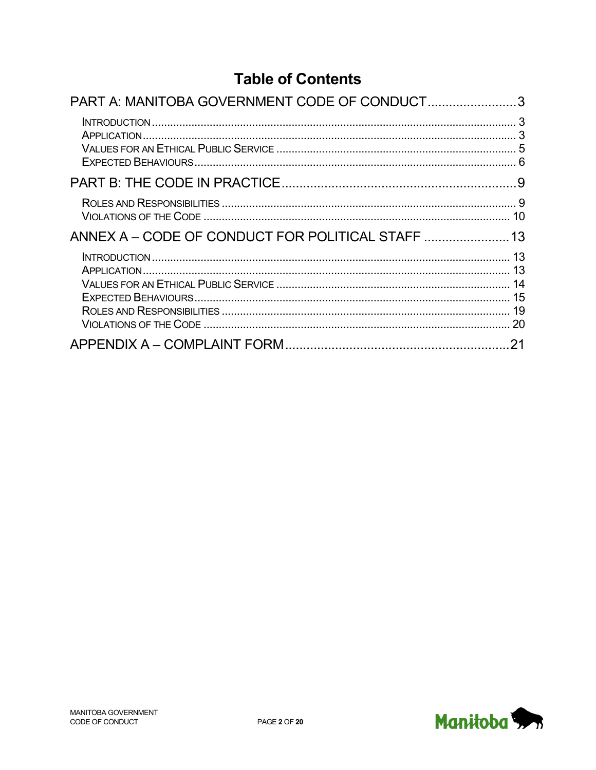# Table of Contents

PART A: MANITOBA GOVERNMENT CODE OF CONDUCT......................... 3

- INTRODUCTION ........................................................................... 3
- APPLICATION ............................................................................. 3
- VALUES FOR AN ETHICAL PUBLIC SERVICE ................................. 5
- EXPECTED BEHAVIOURS ............................................................... 6

PART B: THE CODE IN PRACTICE ................................................... 9

- ROLES AND RESPONSIBILITIES ..................................................... 9
- VIOLATIONS OF THE CODE .......................................................... 10

ANNEX A – CODE OF CONDUCT FOR POLITICAL STAFF ........................ 13

- INTRODUCTION ........................................................................... 13
- APPLICATION ............................................................................. 13
- VALUES FOR AN ETHICAL PUBLIC SERVICE ................................. 14
- EXPECTED BEHAVIOURS ............................................................... 15
- ROLES AND RESPONSIBILITIES ..................................................... 19
- VIOLATIONS OF THE CODE .......................................................... 20

APPENDIX A – COMPLAINT FORM ..................................................... 21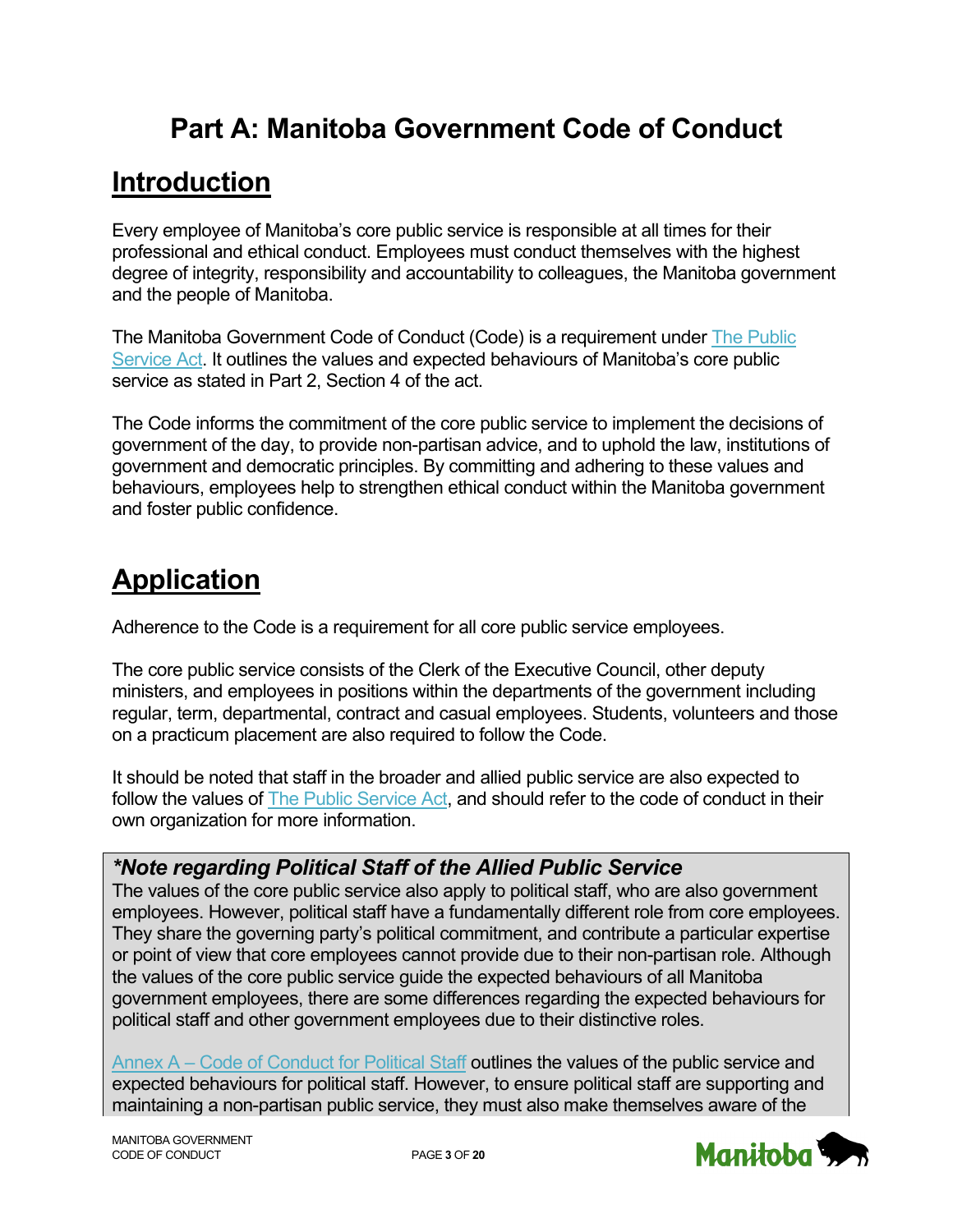# Part A: Manitoba Government Code of Conduct

## Introduction

Every employee of Manitoba's core public service is responsible at all times for their professional and ethical conduct. Employees must conduct themselves with the highest degree of integrity, responsibility and accountability to colleagues, the Manitoba government and the people of Manitoba.

The Manitoba Government Code of Conduct (Code) is a requirement under The Public Service Act. It outlines the values and expected behaviours of Manitoba's core public service as stated in Part 2, Section 4 of the act.

The Code informs the commitment of the core public service to implement the decisions of government of the day, to provide non-partisan advice, and to uphold the law, institutions of government and democratic principles. By committing and adhering to these values and behaviours, employees help to strengthen ethical conduct within the Manitoba government and foster public confidence.

## Application

Adherence to the Code is a requirement for all core public service employees.

The core public service consists of the Clerk of the Executive Council, other deputy ministers, and employees in positions within the departments of the government including regular, term, departmental, contract and casual employees. Students, volunteers and those on a practicum placement are also required to follow the Code.

It should be noted that staff in the broader and allied public service are also expected to follow the values of The Public Service Act, and should refer to the code of conduct in their own organization for more information.

***Note regarding Political Staff of the Allied Public Service**

The values of the core public service also apply to political staff, who are also government employees. However, political staff have a fundamentally different role from core employees. They share the governing party's political commitment, and contribute a particular expertise or point of view that core employees cannot provide due to their non-partisan role. Although the values of the core public service guide the expected behaviours of all Manitoba government employees, there are some differences regarding the expected behaviours for political staff and other government employees due to their distinctive roles.

Annex A – Code of Conduct for Political Staff outlines the values of the public service and expected behaviours for political staff. However, to ensure political staff are supporting and maintaining a non-partisan public service, they must also make themselves aware of the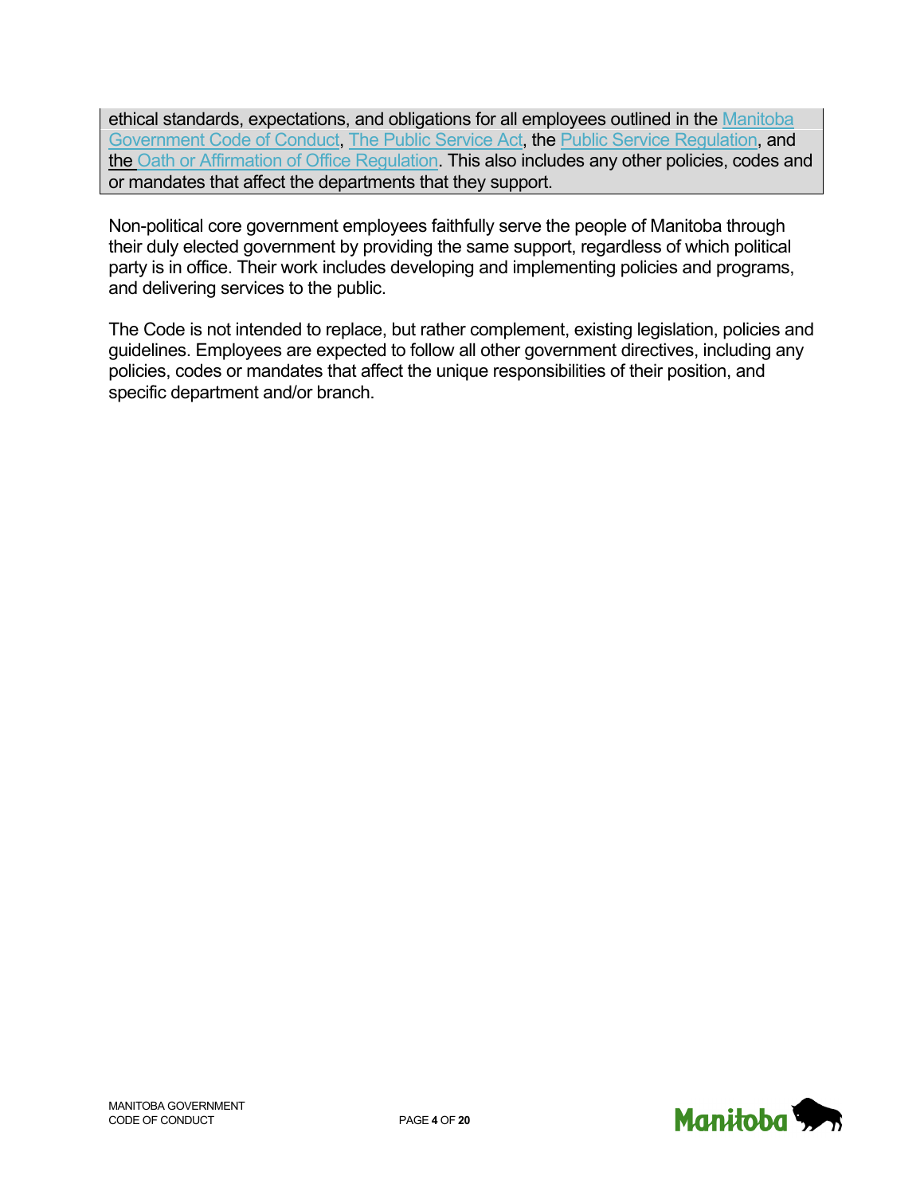ethical standards, expectations, and obligations for all employees outlined in the Manitoba Government Code of Conduct, The Public Service Act, the Public Service Regulation, and the Oath or Affirmation of Office Regulation. This also includes any other policies, codes and or mandates that affect the departments that they support.

Non-political core government employees faithfully serve the people of Manitoba through their duly elected government by providing the same support, regardless of which political party is in office. Their work includes developing and implementing policies and programs, and delivering services to the public.

The Code is not intended to replace, but rather complement, existing legislation, policies and guidelines. Employees are expected to follow all other government directives, including any policies, codes or mandates that affect the unique responsibilities of their position, and specific department and/or branch.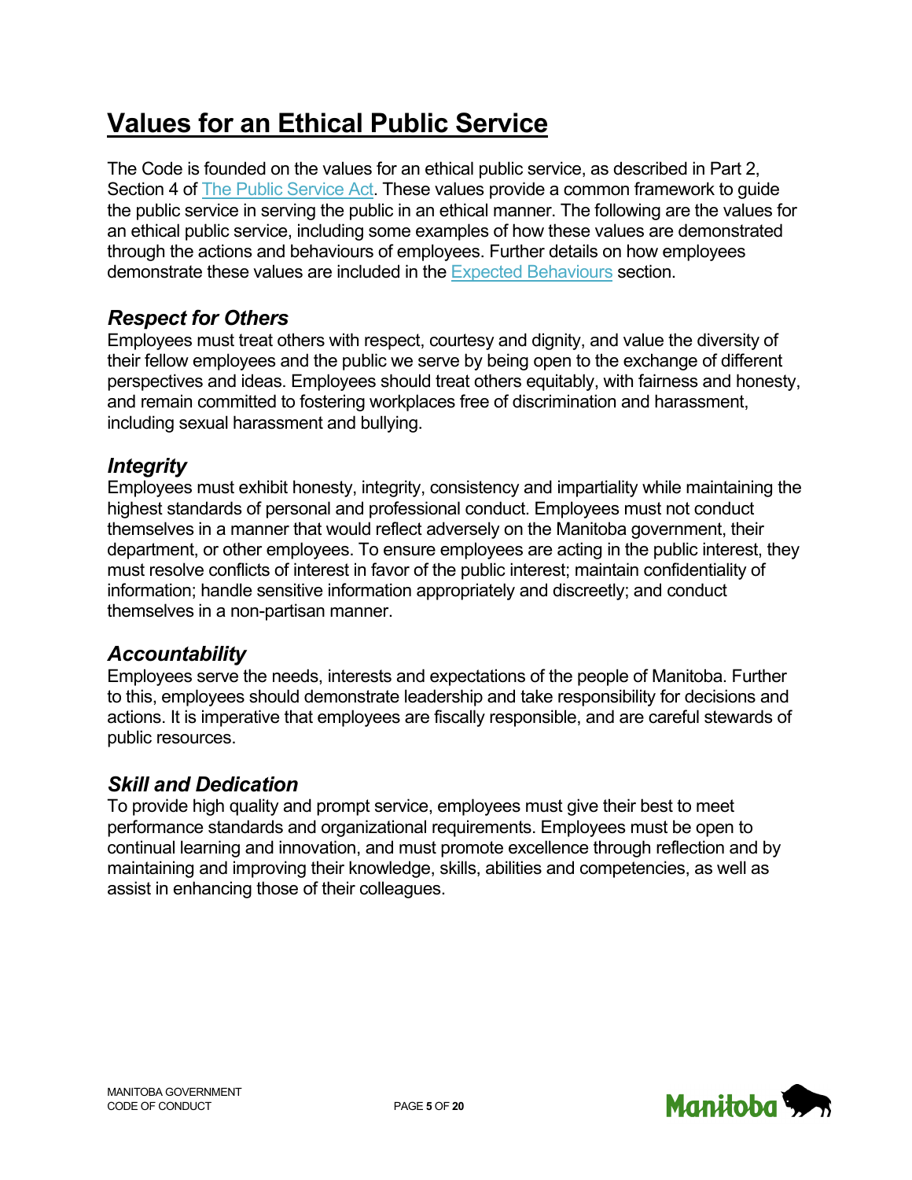# Values for an Ethical Public Service

The Code is founded on the values for an ethical public service, as described in Part 2, Section 4 of The Public Service Act. These values provide a common framework to guide the public service in serving the public in an ethical manner. The following are the values for an ethical public service, including some examples of how these values are demonstrated through the actions and behaviours of employees. Further details on how employees demonstrate these values are included in the Expected Behaviours section.

## *Respect for Others*

Employees must treat others with respect, courtesy and dignity, and value the diversity of their fellow employees and the public we serve by being open to the exchange of different perspectives and ideas. Employees should treat others equitably, with fairness and honesty, and remain committed to fostering workplaces free of discrimination and harassment, including sexual harassment and bullying.

## *Integrity*

Employees must exhibit honesty, integrity, consistency and impartiality while maintaining the highest standards of personal and professional conduct. Employees must not conduct themselves in a manner that would reflect adversely on the Manitoba government, their department, or other employees. To ensure employees are acting in the public interest, they must resolve conflicts of interest in favor of the public interest; maintain confidentiality of information; handle sensitive information appropriately and discreetly; and conduct themselves in a non-partisan manner.

## *Accountability*

Employees serve the needs, interests and expectations of the people of Manitoba. Further to this, employees should demonstrate leadership and take responsibility for decisions and actions. It is imperative that employees are fiscally responsible, and are careful stewards of public resources.

## *Skill and Dedication*

To provide high quality and prompt service, employees must give their best to meet performance standards and organizational requirements. Employees must be open to continual learning and innovation, and must promote excellence through reflection and by maintaining and improving their knowledge, skills, abilities and competencies, as well as assist in enhancing those of their colleagues.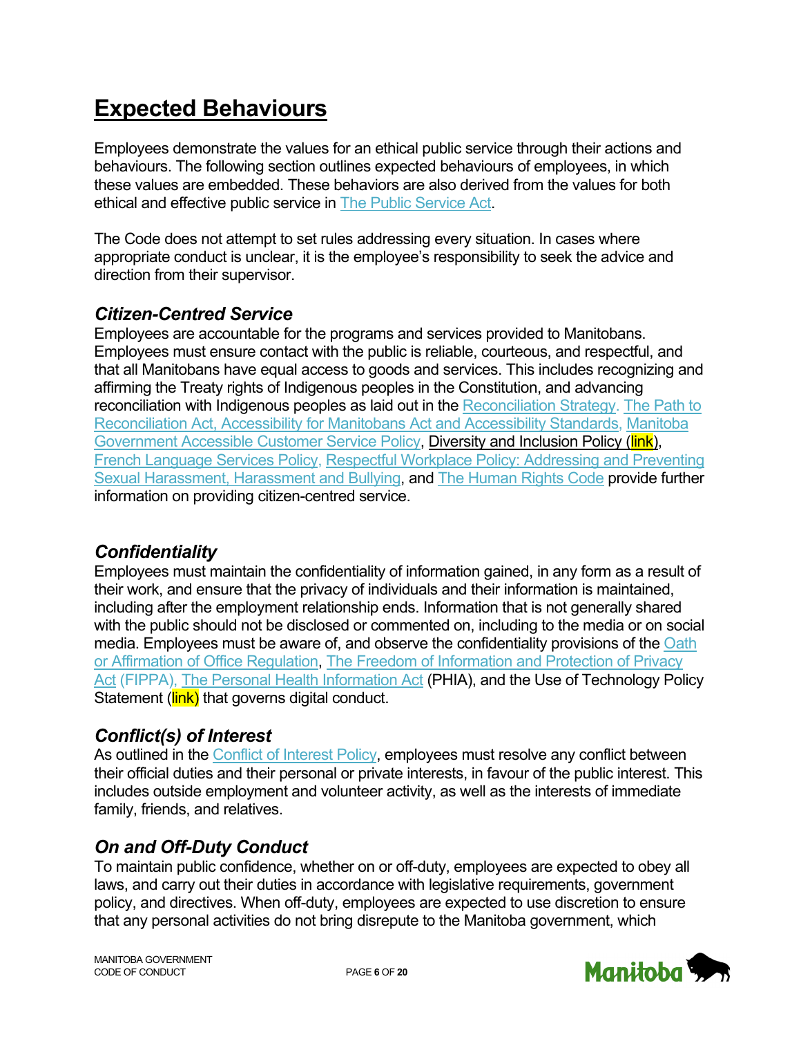# Expected Behaviours

Employees demonstrate the values for an ethical public service through their actions and behaviours. The following section outlines expected behaviours of employees, in which these values are embedded. These behaviors are also derived from the values for both ethical and effective public service in The Public Service Act.

The Code does not attempt to set rules addressing every situation. In cases where appropriate conduct is unclear, it is the employee's responsibility to seek the advice and direction from their supervisor.

## *Citizen-Centred Service*

Employees are accountable for the programs and services provided to Manitobans. Employees must ensure contact with the public is reliable, courteous, and respectful, and that all Manitobans have equal access to goods and services. This includes recognizing and affirming the Treaty rights of Indigenous peoples in the Constitution, and advancing reconciliation with Indigenous peoples as laid out in the Reconciliation Strategy. The Path to Reconciliation Act, Accessibility for Manitobans Act and Accessibility Standards, Manitoba Government Accessible Customer Service Policy, Diversity and Inclusion Policy (link), French Language Services Policy, Respectful Workplace Policy: Addressing and Preventing Sexual Harassment, Harassment and Bullying, and The Human Rights Code provide further information on providing citizen-centred service.

## *Confidentiality*

Employees must maintain the confidentiality of information gained, in any form as a result of their work, and ensure that the privacy of individuals and their information is maintained, including after the employment relationship ends. Information that is not generally shared with the public should not be disclosed or commented on, including to the media or on social media. Employees must be aware of, and observe the confidentiality provisions of the Oath or Affirmation of Office Regulation, The Freedom of Information and Protection of Privacy Act (FIPPA), The Personal Health Information Act (PHIA), and the Use of Technology Policy Statement (link) that governs digital conduct.

## *Conflict(s) of Interest*

As outlined in the Conflict of Interest Policy, employees must resolve any conflict between their official duties and their personal or private interests, in favour of the public interest. This includes outside employment and volunteer activity, as well as the interests of immediate family, friends, and relatives.

## *On and Off-Duty Conduct*

To maintain public confidence, whether on or off-duty, employees are expected to obey all laws, and carry out their duties in accordance with legislative requirements, government policy, and directives. When off-duty, employees are expected to use discretion to ensure that any personal activities do not bring disrepute to the Manitoba government, which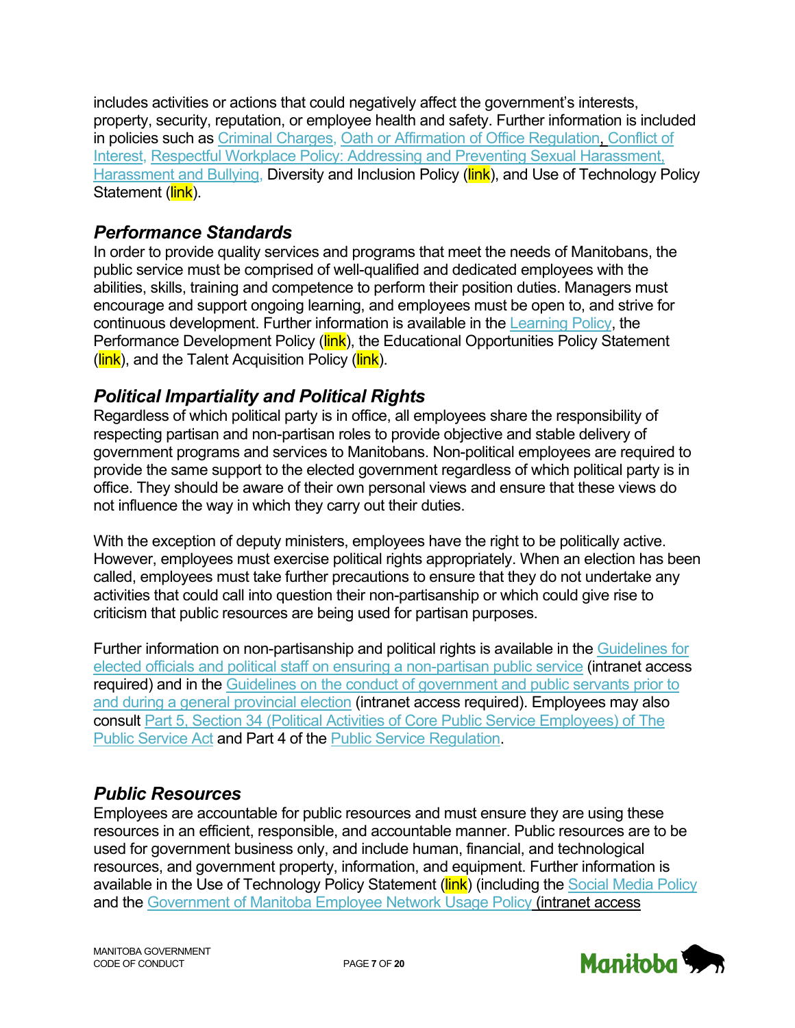includes activities or actions that could negatively affect the government's interests, property, security, reputation, or employee health and safety. Further information is included in policies such as Criminal Charges, Oath or Affirmation of Office Regulation, Conflict of Interest, Respectful Workplace Policy: Addressing and Preventing Sexual Harassment, Harassment and Bullying, Diversity and Inclusion Policy (link), and Use of Technology Policy Statement (link).

### *Performance Standards*

In order to provide quality services and programs that meet the needs of Manitobans, the public service must be comprised of well-qualified and dedicated employees with the abilities, skills, training and competence to perform their position duties. Managers must encourage and support ongoing learning, and employees must be open to, and strive for continuous development. Further information is available in the Learning Policy, the Performance Development Policy (link), the Educational Opportunities Policy Statement (link), and the Talent Acquisition Policy (link).

### *Political Impartiality and Political Rights*

Regardless of which political party is in office, all employees share the responsibility of respecting partisan and non-partisan roles to provide objective and stable delivery of government programs and services to Manitobans. Non-political employees are required to provide the same support to the elected government regardless of which political party is in office. They should be aware of their own personal views and ensure that these views do not influence the way in which they carry out their duties.

With the exception of deputy ministers, employees have the right to be politically active. However, employees must exercise political rights appropriately. When an election has been called, employees must take further precautions to ensure that they do not undertake any activities that could call into question their non-partisanship or which could give rise to criticism that public resources are being used for partisan purposes.

Further information on non-partisanship and political rights is available in the Guidelines for elected officials and political staff on ensuring a non-partisan public service (intranet access required) and in the Guidelines on the conduct of government and public servants prior to and during a general provincial election (intranet access required). Employees may also consult Part 5, Section 34 (Political Activities of Core Public Service Employees) of The Public Service Act and Part 4 of the Public Service Regulation.

### *Public Resources*

Employees are accountable for public resources and must ensure they are using these resources in an efficient, responsible, and accountable manner. Public resources are to be used for government business only, and include human, financial, and technological resources, and government property, information, and equipment. Further information is available in the Use of Technology Policy Statement (link) (including the Social Media Policy and the Government of Manitoba Employee Network Usage Policy (intranet access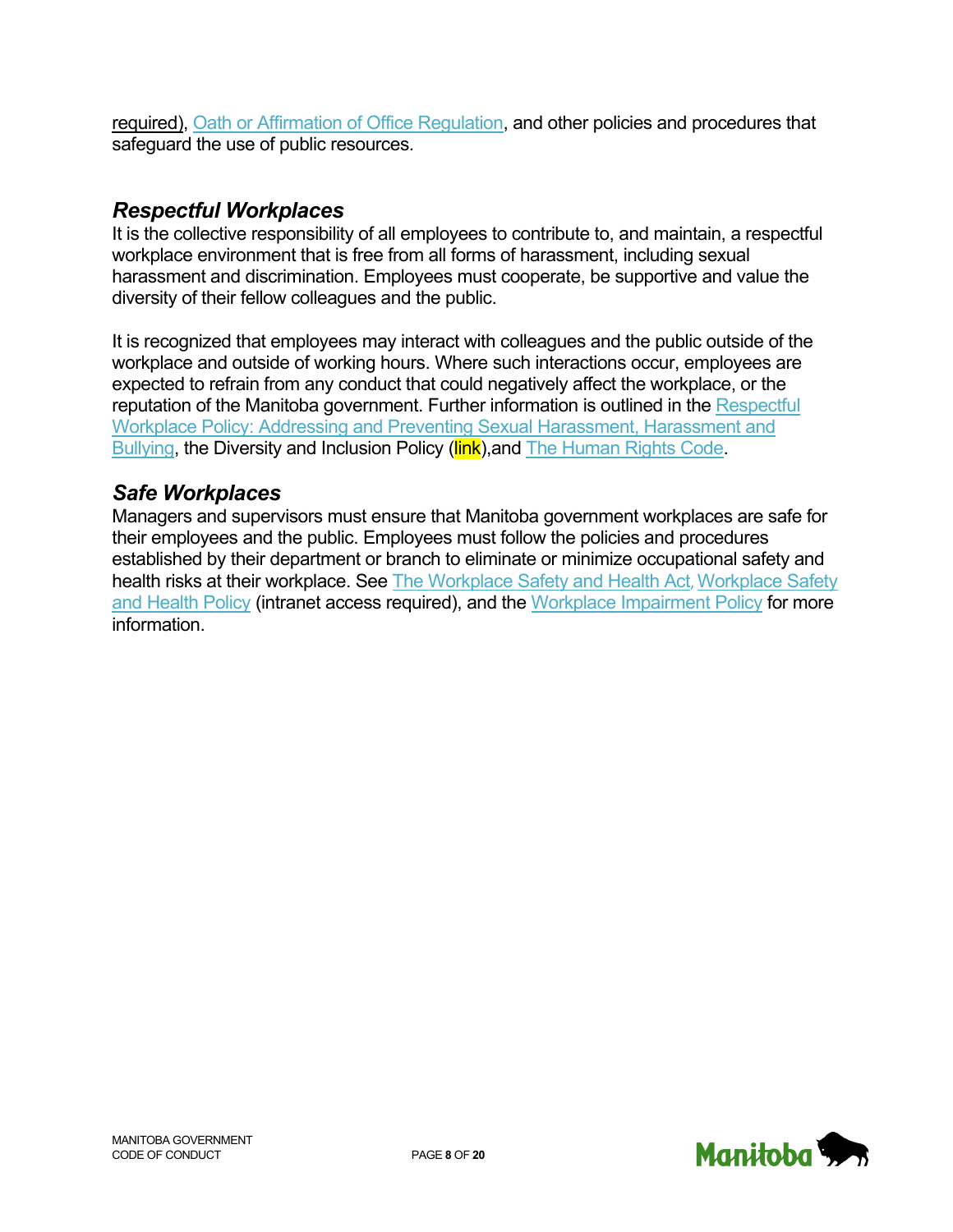required), Oath or Affirmation of Office Regulation, and other policies and procedures that safeguard the use of public resources.

### *Respectful Workplaces*

It is the collective responsibility of all employees to contribute to, and maintain, a respectful workplace environment that is free from all forms of harassment, including sexual harassment and discrimination. Employees must cooperate, be supportive and value the diversity of their fellow colleagues and the public.

It is recognized that employees may interact with colleagues and the public outside of the workplace and outside of working hours. Where such interactions occur, employees are expected to refrain from any conduct that could negatively affect the workplace, or the reputation of the Manitoba government. Further information is outlined in the Respectful Workplace Policy: Addressing and Preventing Sexual Harassment, Harassment and Bullying, the Diversity and Inclusion Policy (link),and The Human Rights Code.

### *Safe Workplaces*

Managers and supervisors must ensure that Manitoba government workplaces are safe for their employees and the public. Employees must follow the policies and procedures established by their department or branch to eliminate or minimize occupational safety and health risks at their workplace. See The Workplace Safety and Health Act, Workplace Safety and Health Policy (intranet access required), and the Workplace Impairment Policy for more information.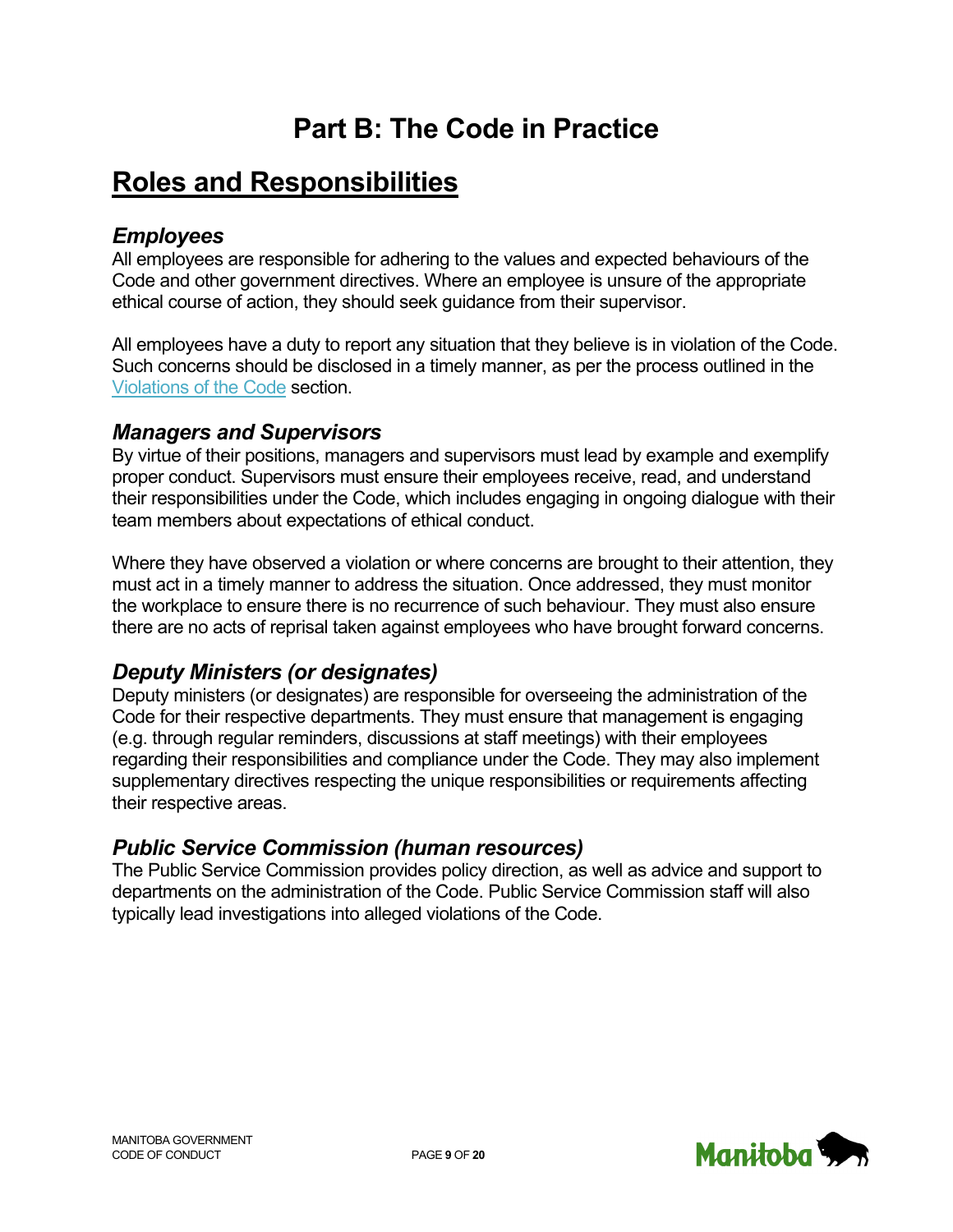# Part B: The Code in Practice

## Roles and Responsibilities

### *Employees*

All employees are responsible for adhering to the values and expected behaviours of the Code and other government directives. Where an employee is unsure of the appropriate ethical course of action, they should seek guidance from their supervisor.

All employees have a duty to report any situation that they believe is in violation of the Code. Such concerns should be disclosed in a timely manner, as per the process outlined in the Violations of the Code section.

### *Managers and Supervisors*

By virtue of their positions, managers and supervisors must lead by example and exemplify proper conduct. Supervisors must ensure their employees receive, read, and understand their responsibilities under the Code, which includes engaging in ongoing dialogue with their team members about expectations of ethical conduct.

Where they have observed a violation or where concerns are brought to their attention, they must act in a timely manner to address the situation. Once addressed, they must monitor the workplace to ensure there is no recurrence of such behaviour. They must also ensure there are no acts of reprisal taken against employees who have brought forward concerns.

### *Deputy Ministers (or designates)*

Deputy ministers (or designates) are responsible for overseeing the administration of the Code for their respective departments. They must ensure that management is engaging (e.g. through regular reminders, discussions at staff meetings) with their employees regarding their responsibilities and compliance under the Code. They may also implement supplementary directives respecting the unique responsibilities or requirements affecting their respective areas.

### *Public Service Commission (human resources)*

The Public Service Commission provides policy direction, as well as advice and support to departments on the administration of the Code. Public Service Commission staff will also typically lead investigations into alleged violations of the Code.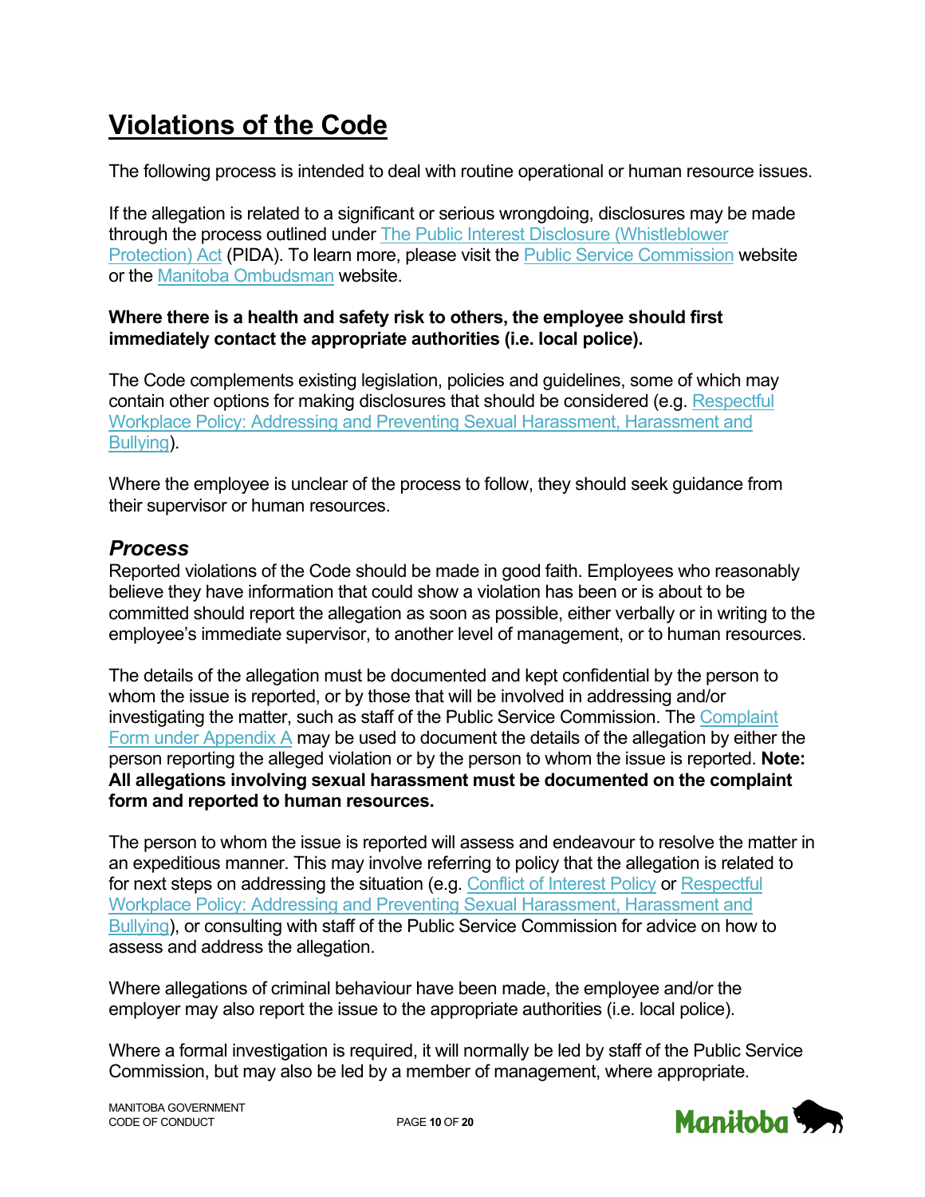# Violations of the Code

The following process is intended to deal with routine operational or human resource issues.

If the allegation is related to a significant or serious wrongdoing, disclosures may be made through the process outlined under The Public Interest Disclosure (Whistleblower Protection) Act (PIDA). To learn more, please visit the Public Service Commission website or the Manitoba Ombudsman website.

**Where there is a health and safety risk to others, the employee should first immediately contact the appropriate authorities (i.e. local police).**

The Code complements existing legislation, policies and guidelines, some of which may contain other options for making disclosures that should be considered (e.g. Respectful Workplace Policy: Addressing and Preventing Sexual Harassment, Harassment and Bullying).

Where the employee is unclear of the process to follow, they should seek guidance from their supervisor or human resources.

## *Process*

Reported violations of the Code should be made in good faith. Employees who reasonably believe they have information that could show a violation has been or is about to be committed should report the allegation as soon as possible, either verbally or in writing to the employee's immediate supervisor, to another level of management, or to human resources.

The details of the allegation must be documented and kept confidential by the person to whom the issue is reported, or by those that will be involved in addressing and/or investigating the matter, such as staff of the Public Service Commission. The Complaint Form under Appendix A may be used to document the details of the allegation by either the person reporting the alleged violation or by the person to whom the issue is reported. **Note: All allegations involving sexual harassment must be documented on the complaint form and reported to human resources.**

The person to whom the issue is reported will assess and endeavour to resolve the matter in an expeditious manner. This may involve referring to policy that the allegation is related to for next steps on addressing the situation (e.g. Conflict of Interest Policy or Respectful Workplace Policy: Addressing and Preventing Sexual Harassment, Harassment and Bullying), or consulting with staff of the Public Service Commission for advice on how to assess and address the allegation.

Where allegations of criminal behaviour have been made, the employee and/or the employer may also report the issue to the appropriate authorities (i.e. local police).

Where a formal investigation is required, it will normally be led by staff of the Public Service Commission, but may also be led by a member of management, where appropriate.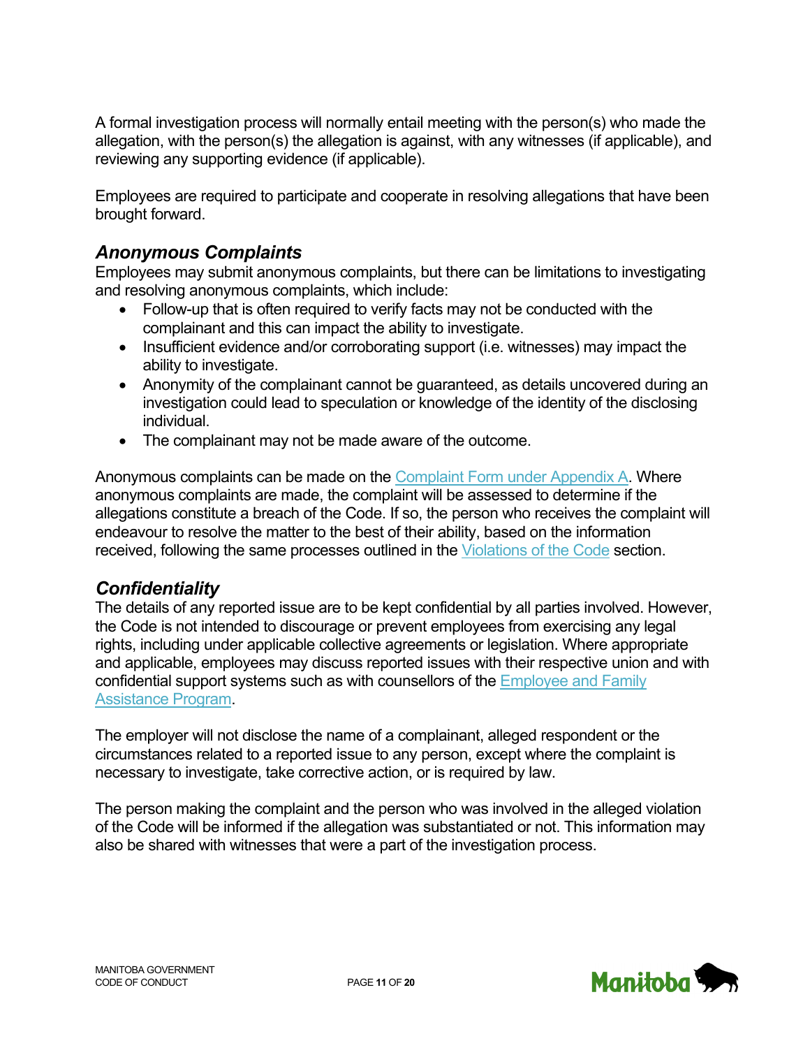A formal investigation process will normally entail meeting with the person(s) who made the allegation, with the person(s) the allegation is against, with any witnesses (if applicable), and reviewing any supporting evidence (if applicable).

Employees are required to participate and cooperate in resolving allegations that have been brought forward.

### *Anonymous Complaints*

Employees may submit anonymous complaints, but there can be limitations to investigating and resolving anonymous complaints, which include:

- Follow-up that is often required to verify facts may not be conducted with the complainant and this can impact the ability to investigate.
- Insufficient evidence and/or corroborating support (i.e. witnesses) may impact the ability to investigate.
- Anonymity of the complainant cannot be guaranteed, as details uncovered during an investigation could lead to speculation or knowledge of the identity of the disclosing individual.
- The complainant may not be made aware of the outcome.

Anonymous complaints can be made on the Complaint Form under Appendix A. Where anonymous complaints are made, the complaint will be assessed to determine if the allegations constitute a breach of the Code. If so, the person who receives the complaint will endeavour to resolve the matter to the best of their ability, based on the information received, following the same processes outlined in the Violations of the Code section.

### *Confidentiality*

The details of any reported issue are to be kept confidential by all parties involved. However, the Code is not intended to discourage or prevent employees from exercising any legal rights, including under applicable collective agreements or legislation. Where appropriate and applicable, employees may discuss reported issues with their respective union and with confidential support systems such as with counsellors of the Employee and Family Assistance Program.

The employer will not disclose the name of a complainant, alleged respondent or the circumstances related to a reported issue to any person, except where the complaint is necessary to investigate, take corrective action, or is required by law.

The person making the complaint and the person who was involved in the alleged violation of the Code will be informed if the allegation was substantiated or not. This information may also be shared with witnesses that were a part of the investigation process.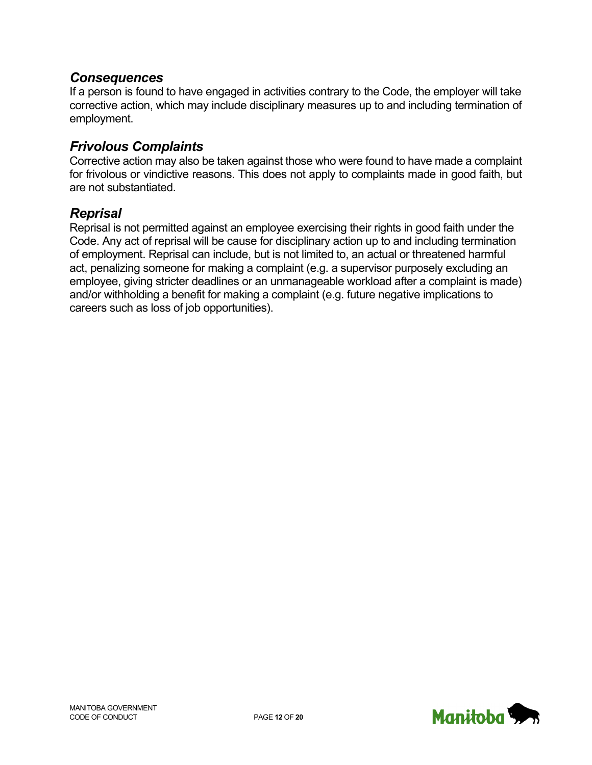### *Consequences*

If a person is found to have engaged in activities contrary to the Code, the employer will take corrective action, which may include disciplinary measures up to and including termination of employment.

### *Frivolous Complaints*

Corrective action may also be taken against those who were found to have made a complaint for frivolous or vindictive reasons. This does not apply to complaints made in good faith, but are not substantiated.

### *Reprisal*

Reprisal is not permitted against an employee exercising their rights in good faith under the Code. Any act of reprisal will be cause for disciplinary action up to and including termination of employment. Reprisal can include, but is not limited to, an actual or threatened harmful act, penalizing someone for making a complaint (e.g. a supervisor purposely excluding an employee, giving stricter deadlines or an unmanageable workload after a complaint is made) and/or withholding a benefit for making a complaint (e.g. future negative implications to careers such as loss of job opportunities).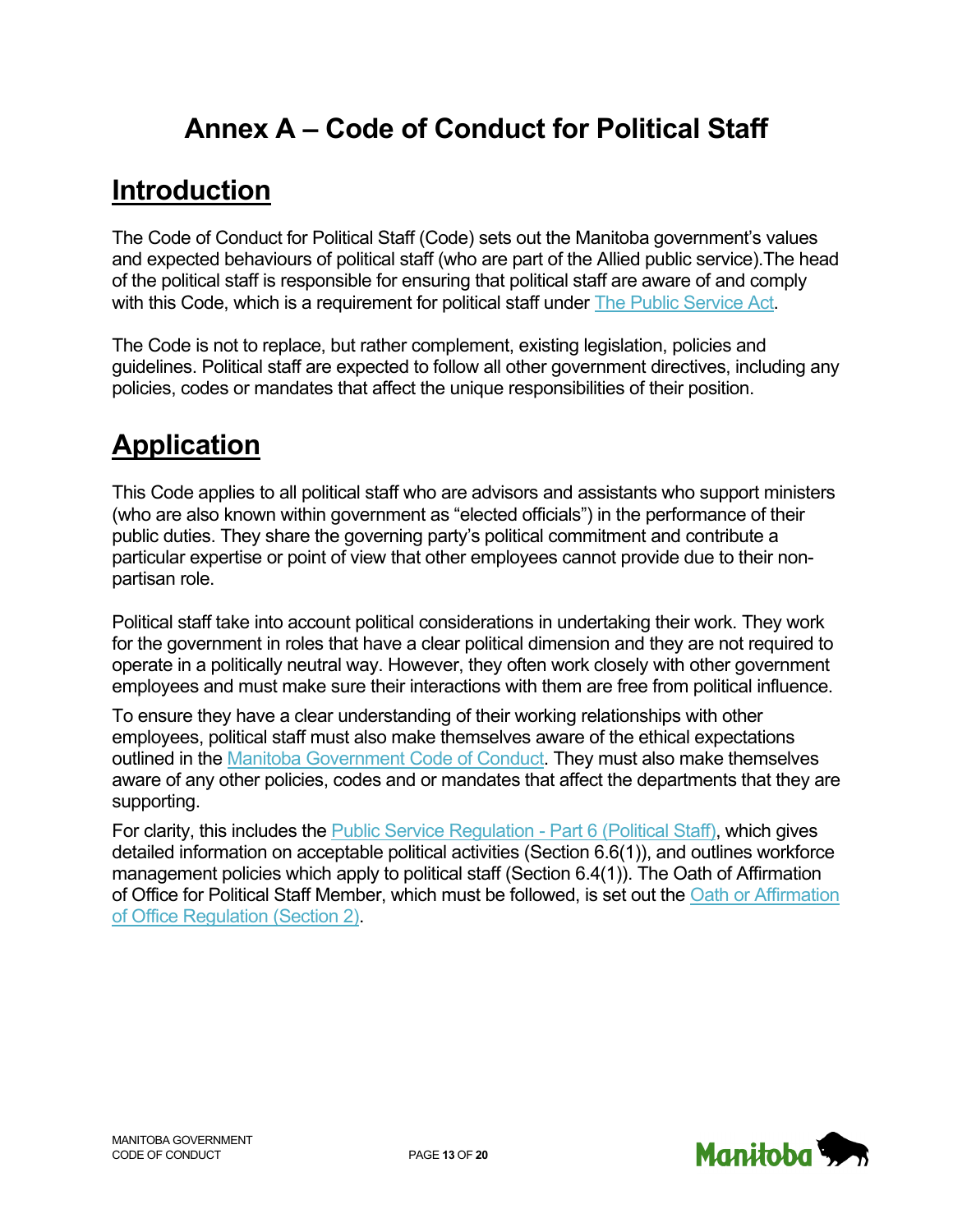# Annex A – Code of Conduct for Political Staff

## Introduction

The Code of Conduct for Political Staff (Code) sets out the Manitoba government's values and expected behaviours of political staff (who are part of the Allied public service).The head of the political staff is responsible for ensuring that political staff are aware of and comply with this Code, which is a requirement for political staff under The Public Service Act.

The Code is not to replace, but rather complement, existing legislation, policies and guidelines. Political staff are expected to follow all other government directives, including any policies, codes or mandates that affect the unique responsibilities of their position.

## Application

This Code applies to all political staff who are advisors and assistants who support ministers (who are also known within government as "elected officials") in the performance of their public duties. They share the governing party's political commitment and contribute a particular expertise or point of view that other employees cannot provide due to their non-partisan role.

Political staff take into account political considerations in undertaking their work. They work for the government in roles that have a clear political dimension and they are not required to operate in a politically neutral way. However, they often work closely with other government employees and must make sure their interactions with them are free from political influence.

To ensure they have a clear understanding of their working relationships with other employees, political staff must also make themselves aware of the ethical expectations outlined in the Manitoba Government Code of Conduct. They must also make themselves aware of any other policies, codes and or mandates that affect the departments that they are supporting.

For clarity, this includes the Public Service Regulation - Part 6 (Political Staff), which gives detailed information on acceptable political activities (Section 6.6(1)), and outlines workforce management policies which apply to political staff (Section 6.4(1)). The Oath of Affirmation of Office for Political Staff Member, which must be followed, is set out the Oath or Affirmation of Office Regulation (Section 2).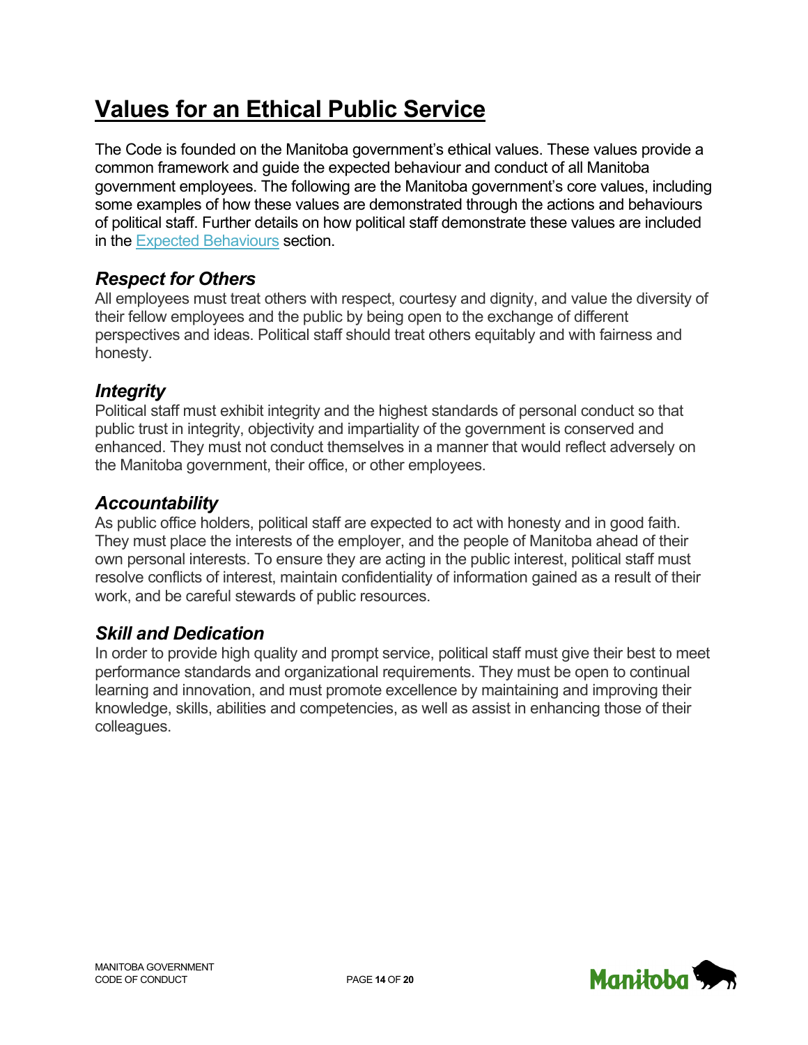# Values for an Ethical Public Service

The Code is founded on the Manitoba government's ethical values. These values provide a common framework and guide the expected behaviour and conduct of all Manitoba government employees. The following are the Manitoba government's core values, including some examples of how these values are demonstrated through the actions and behaviours of political staff. Further details on how political staff demonstrate these values are included in the Expected Behaviours section.

## *Respect for Others*

All employees must treat others with respect, courtesy and dignity, and value the diversity of their fellow employees and the public by being open to the exchange of different perspectives and ideas. Political staff should treat others equitably and with fairness and honesty.

## *Integrity*

Political staff must exhibit integrity and the highest standards of personal conduct so that public trust in integrity, objectivity and impartiality of the government is conserved and enhanced. They must not conduct themselves in a manner that would reflect adversely on the Manitoba government, their office, or other employees.

## *Accountability*

As public office holders, political staff are expected to act with honesty and in good faith. They must place the interests of the employer, and the people of Manitoba ahead of their own personal interests. To ensure they are acting in the public interest, political staff must resolve conflicts of interest, maintain confidentiality of information gained as a result of their work, and be careful stewards of public resources.

## *Skill and Dedication*

In order to provide high quality and prompt service, political staff must give their best to meet performance standards and organizational requirements. They must be open to continual learning and innovation, and must promote excellence by maintaining and improving their knowledge, skills, abilities and competencies, as well as assist in enhancing those of their colleagues.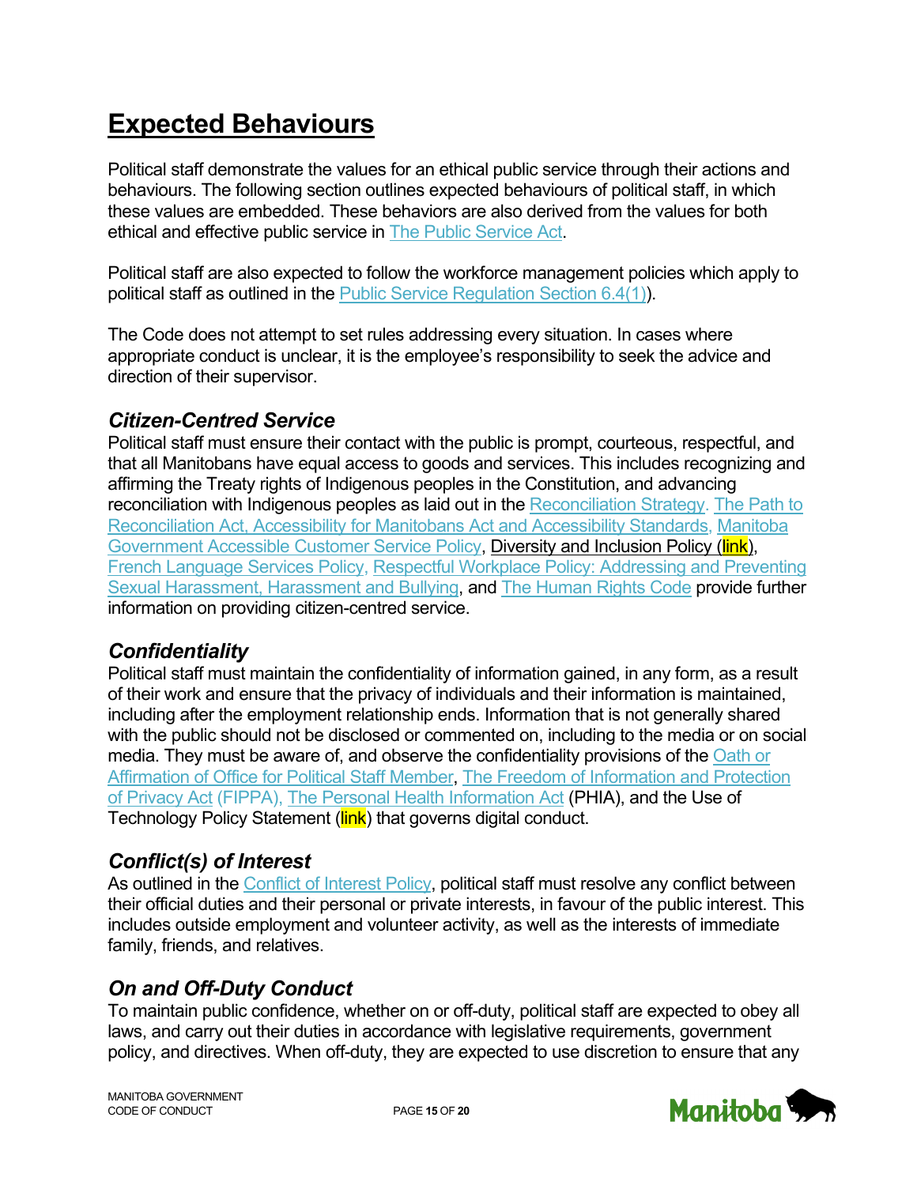# Expected Behaviours

Political staff demonstrate the values for an ethical public service through their actions and behaviours. The following section outlines expected behaviours of political staff, in which these values are embedded. These behaviors are also derived from the values for both ethical and effective public service in The Public Service Act.

Political staff are also expected to follow the workforce management policies which apply to political staff as outlined in the Public Service Regulation Section 6.4(1).

The Code does not attempt to set rules addressing every situation. In cases where appropriate conduct is unclear, it is the employee's responsibility to seek the advice and direction of their supervisor.

### *Citizen-Centred Service*

Political staff must ensure their contact with the public is prompt, courteous, respectful, and that all Manitobans have equal access to goods and services. This includes recognizing and affirming the Treaty rights of Indigenous peoples in the Constitution, and advancing reconciliation with Indigenous peoples as laid out in the Reconciliation Strategy. The Path to Reconciliation Act, Accessibility for Manitobans Act and Accessibility Standards, Manitoba Government Accessible Customer Service Policy, Diversity and Inclusion Policy (link), French Language Services Policy, Respectful Workplace Policy: Addressing and Preventing Sexual Harassment, Harassment and Bullying, and The Human Rights Code provide further information on providing citizen-centred service.

### *Confidentiality*

Political staff must maintain the confidentiality of information gained, in any form, as a result of their work and ensure that the privacy of individuals and their information is maintained, including after the employment relationship ends. Information that is not generally shared with the public should not be disclosed or commented on, including to the media or on social media. They must be aware of, and observe the confidentiality provisions of the Oath or Affirmation of Office for Political Staff Member, The Freedom of Information and Protection of Privacy Act (FIPPA), The Personal Health Information Act (PHIA), and the Use of Technology Policy Statement (link) that governs digital conduct.

### *Conflict(s) of Interest*

As outlined in the Conflict of Interest Policy, political staff must resolve any conflict between their official duties and their personal or private interests, in favour of the public interest. This includes outside employment and volunteer activity, as well as the interests of immediate family, friends, and relatives.

### *On and Off-Duty Conduct*

To maintain public confidence, whether on or off-duty, political staff are expected to obey all laws, and carry out their duties in accordance with legislative requirements, government policy, and directives. When off-duty, they are expected to use discretion to ensure that any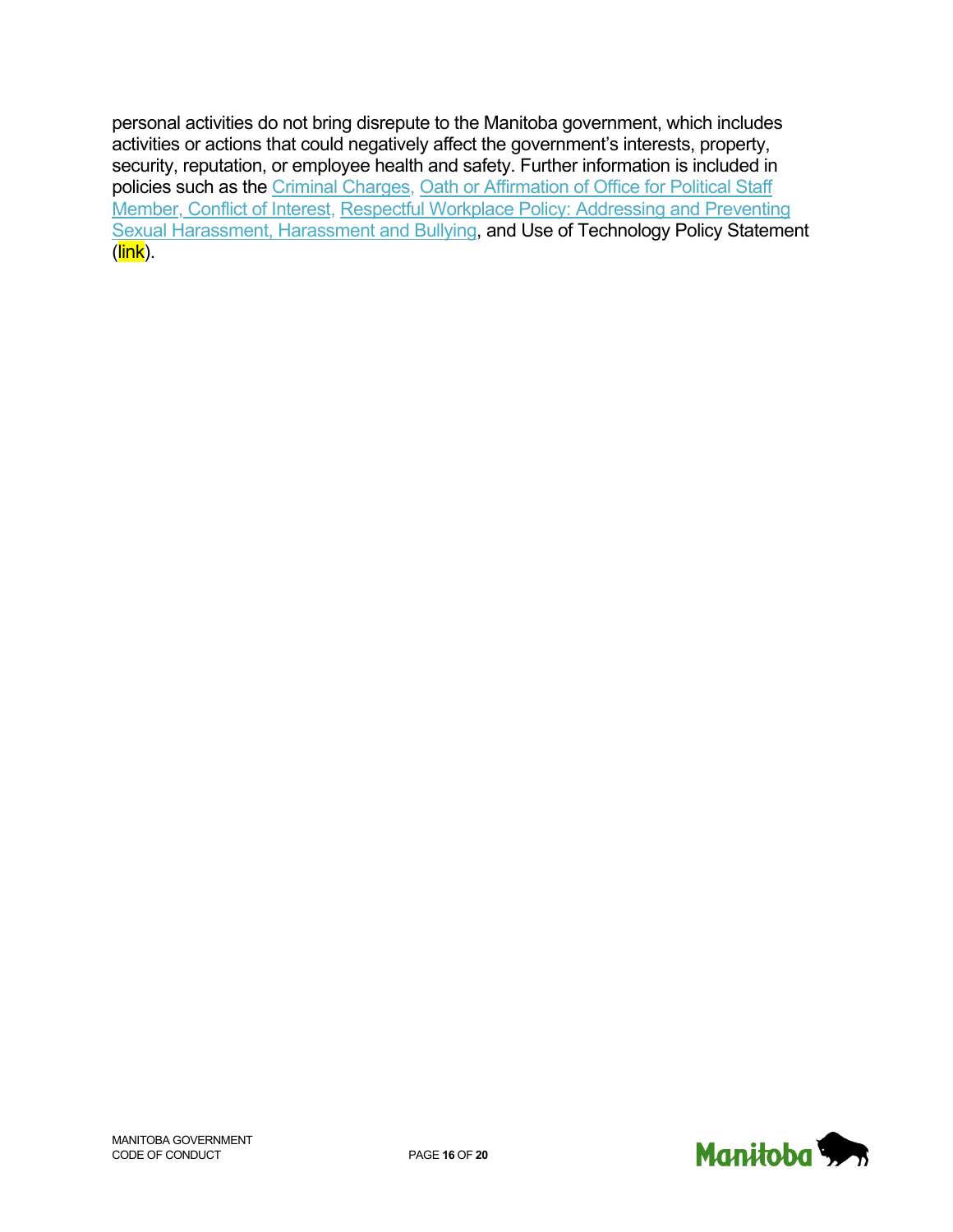personal activities do not bring disrepute to the Manitoba government, which includes activities or actions that could negatively affect the government's interests, property, security, reputation, or employee health and safety. Further information is included in policies such as the Criminal Charges, Oath or Affirmation of Office for Political Staff Member, Conflict of Interest, Respectful Workplace Policy: Addressing and Preventing Sexual Harassment, Harassment and Bullying, and Use of Technology Policy Statement (link).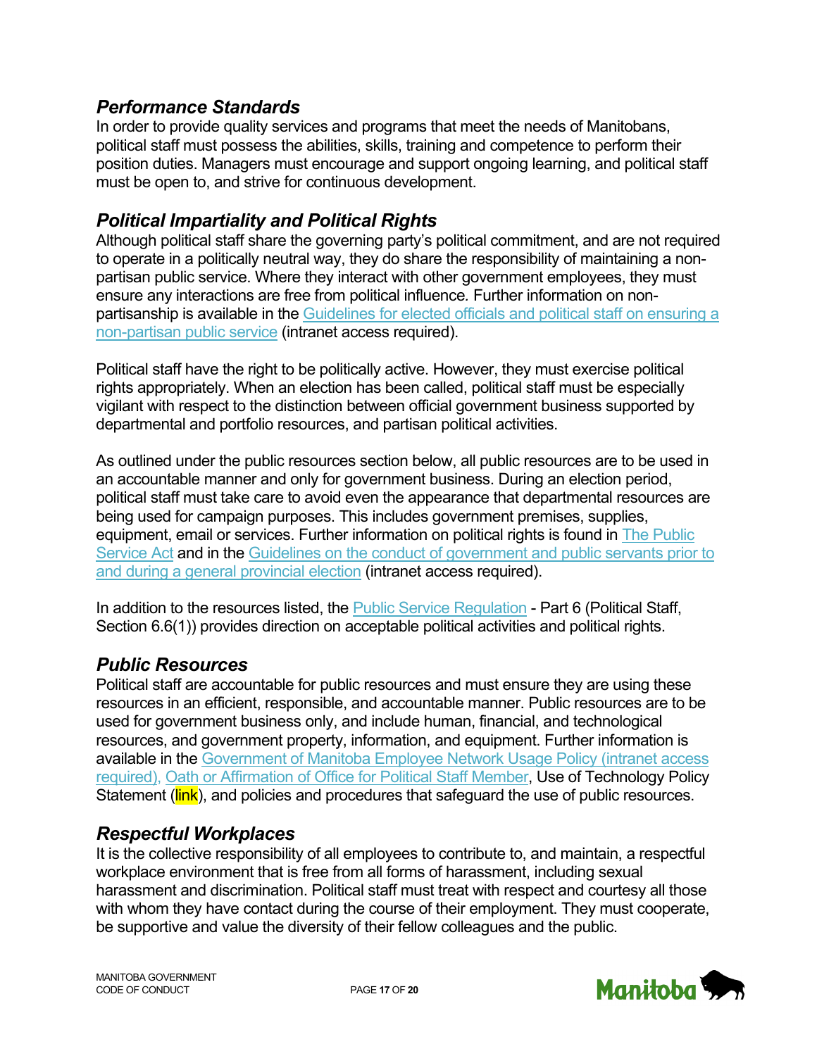### *Performance Standards*

In order to provide quality services and programs that meet the needs of Manitobans, political staff must possess the abilities, skills, training and competence to perform their position duties. Managers must encourage and support ongoing learning, and political staff must be open to, and strive for continuous development.

### *Political Impartiality and Political Rights*

Although political staff share the governing party's political commitment, and are not required to operate in a politically neutral way, they do share the responsibility of maintaining a non-partisan public service. Where they interact with other government employees, they must ensure any interactions are free from political influence. Further information on non-partisanship is available in the Guidelines for elected officials and political staff on ensuring a non-partisan public service (intranet access required).

Political staff have the right to be politically active. However, they must exercise political rights appropriately. When an election has been called, political staff must be especially vigilant with respect to the distinction between official government business supported by departmental and portfolio resources, and partisan political activities.

As outlined under the public resources section below, all public resources are to be used in an accountable manner and only for government business. During an election period, political staff must take care to avoid even the appearance that departmental resources are being used for campaign purposes. This includes government premises, supplies, equipment, email or services. Further information on political rights is found in The Public Service Act and in the Guidelines on the conduct of government and public servants prior to and during a general provincial election (intranet access required).

In addition to the resources listed, the Public Service Regulation - Part 6 (Political Staff, Section 6.6(1)) provides direction on acceptable political activities and political rights.

### *Public Resources*

Political staff are accountable for public resources and must ensure they are using these resources in an efficient, responsible, and accountable manner. Public resources are to be used for government business only, and include human, financial, and technological resources, and government property, information, and equipment. Further information is available in the Government of Manitoba Employee Network Usage Policy (intranet access required), Oath or Affirmation of Office for Political Staff Member, Use of Technology Policy Statement (link), and policies and procedures that safeguard the use of public resources.

### *Respectful Workplaces*

It is the collective responsibility of all employees to contribute to, and maintain, a respectful workplace environment that is free from all forms of harassment, including sexual harassment and discrimination. Political staff must treat with respect and courtesy all those with whom they have contact during the course of their employment. They must cooperate, be supportive and value the diversity of their fellow colleagues and the public.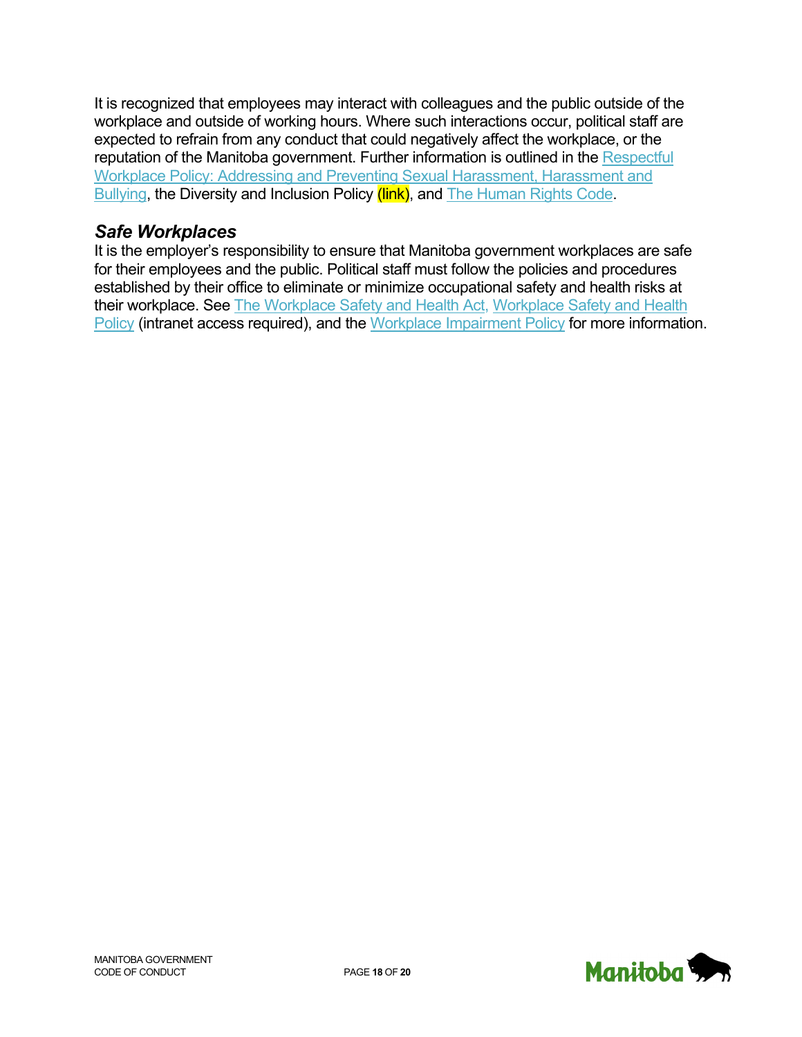It is recognized that employees may interact with colleagues and the public outside of the workplace and outside of working hours. Where such interactions occur, political staff are expected to refrain from any conduct that could negatively affect the workplace, or the reputation of the Manitoba government. Further information is outlined in the Respectful Workplace Policy: Addressing and Preventing Sexual Harassment, Harassment and Bullying, the Diversity and Inclusion Policy (link), and The Human Rights Code.

### ***Safe Workplaces***

It is the employer's responsibility to ensure that Manitoba government workplaces are safe for their employees and the public. Political staff must follow the policies and procedures established by their office to eliminate or minimize occupational safety and health risks at their workplace. See The Workplace Safety and Health Act, Workplace Safety and Health Policy (intranet access required), and the Workplace Impairment Policy for more information.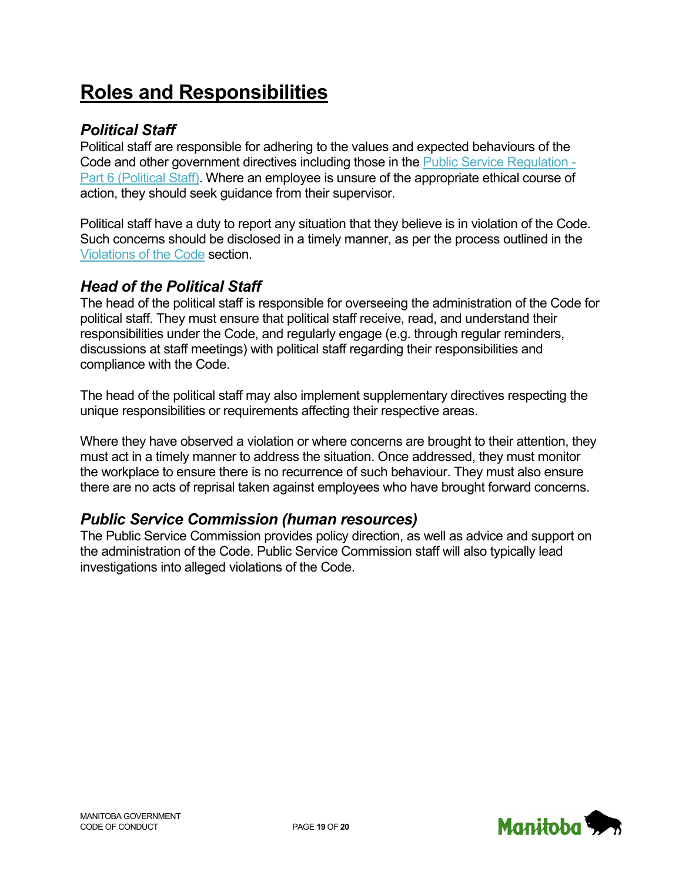# Roles and Responsibilities

## *Political Staff*

Political staff are responsible for adhering to the values and expected behaviours of the Code and other government directives including those in the [Public Service Regulation - Part 6 (Political Staff)](). Where an employee is unsure of the appropriate ethical course of action, they should seek guidance from their supervisor.

Political staff have a duty to report any situation that they believe is in violation of the Code. Such concerns should be disclosed in a timely manner, as per the process outlined in the [Violations of the Code]() section.

## *Head of the Political Staff*

The head of the political staff is responsible for overseeing the administration of the Code for political staff. They must ensure that political staff receive, read, and understand their responsibilities under the Code, and regularly engage (e.g. through regular reminders, discussions at staff meetings) with political staff regarding their responsibilities and compliance with the Code.

The head of the political staff may also implement supplementary directives respecting the unique responsibilities or requirements affecting their respective areas.

Where they have observed a violation or where concerns are brought to their attention, they must act in a timely manner to address the situation. Once addressed, they must monitor the workplace to ensure there is no recurrence of such behaviour. They must also ensure there are no acts of reprisal taken against employees who have brought forward concerns.

## *Public Service Commission (human resources)*

The Public Service Commission provides policy direction, as well as advice and support on the administration of the Code. Public Service Commission staff will also typically lead investigations into alleged violations of the Code.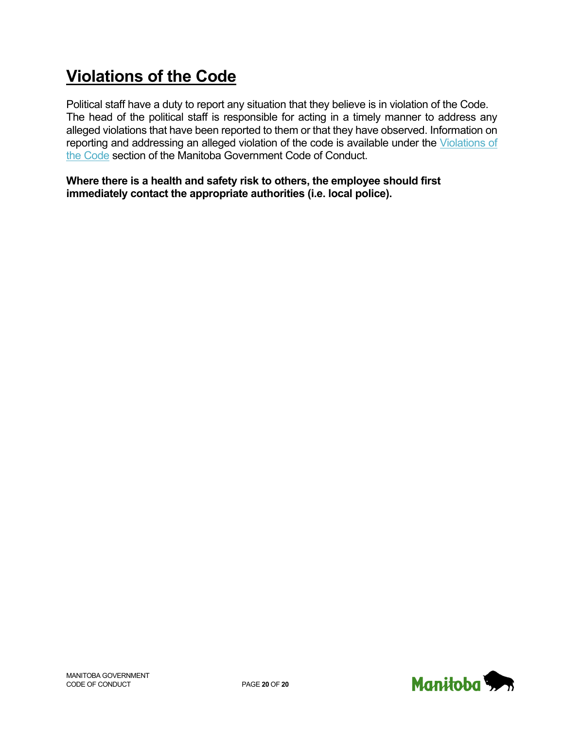# Violations of the Code

Political staff have a duty to report any situation that they believe is in violation of the Code. The head of the political staff is responsible for acting in a timely manner to address any alleged violations that have been reported to them or that they have observed. Information on reporting and addressing an alleged violation of the code is available under the [Violations of the Code] section of the Manitoba Government Code of Conduct.

**Where there is a health and safety risk to others, the employee should first immediately contact the appropriate authorities (i.e. local police).**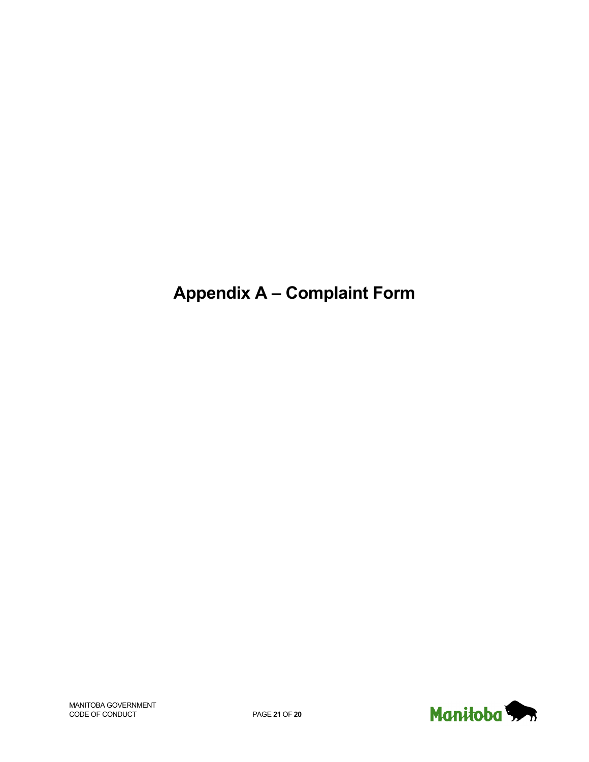# Appendix A – Complaint Form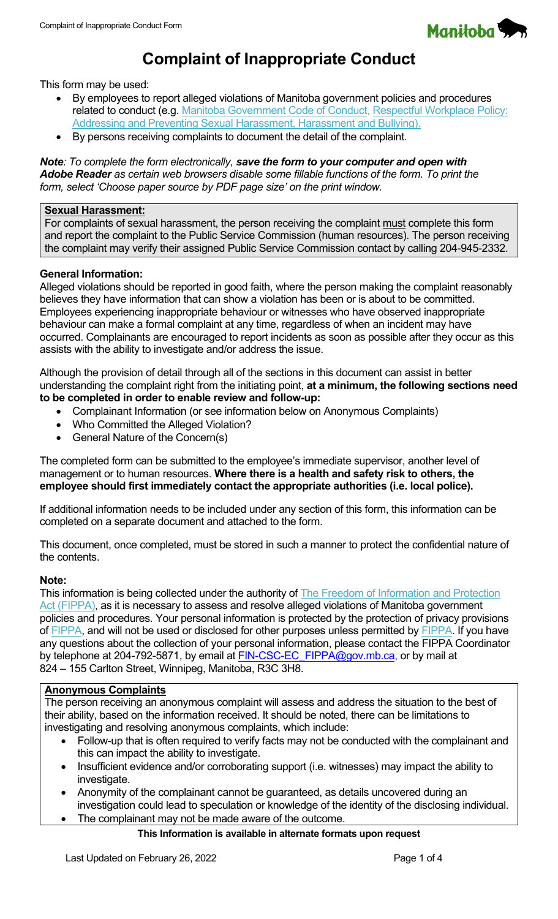# Complaint of Inappropriate Conduct

This form may be used:

- By employees to report alleged violations of Manitoba government policies and procedures related to conduct (e.g. Manitoba Government Code of Conduct, Respectful Workplace Policy: Addressing and Preventing Sexual Harassment, Harassment and Bullying).
- By persons receiving complaints to document the detail of the complaint.

***Note**: To complete the form electronically, **save the form to your computer and open with Adobe Reader** as certain web browsers disable some fillable functions of the form. To print the form, select 'Choose paper source by PDF page size' on the print window.*

**Sexual Harassment:**

For complaints of sexual harassment, the person receiving the complaint must complete this form and report the complaint to the Public Service Commission (human resources). The person receiving the complaint may verify their assigned Public Service Commission contact by calling 204-945-2332.

**General Information:**

Alleged violations should be reported in good faith, where the person making the complaint reasonably believes they have information that can show a violation has been or is about to be committed. Employees experiencing inappropriate behaviour or witnesses who have observed inappropriate behaviour can make a formal complaint at any time, regardless of when an incident may have occurred. Complainants are encouraged to report incidents as soon as possible after they occur as this assists with the ability to investigate and/or address the issue.

Although the provision of detail through all of the sections in this document can assist in better understanding the complaint right from the initiating point, **at a minimum, the following sections need to be completed in order to enable review and follow-up:**

- Complainant Information (or see information below on Anonymous Complaints)
- Who Committed the Alleged Violation?
- General Nature of the Concern(s)

The completed form can be submitted to the employee's immediate supervisor, another level of management or to human resources. **Where there is a health and safety risk to others, the employee should first immediately contact the appropriate authorities (i.e. local police).**

If additional information needs to be included under any section of this form, this information can be completed on a separate document and attached to the form.

This document, once completed, must be stored in such a manner to protect the confidential nature of the contents.

**Note:**

This information is being collected under the authority of The Freedom of Information and Protection Act (FIPPA), as it is necessary to assess and resolve alleged violations of Manitoba government policies and procedures. Your personal information is protected by the protection of privacy provisions of FIPPA, and will not be used or disclosed for other purposes unless permitted by FIPPA. If you have any questions about the collection of your personal information, please contact the FIPPA Coordinator by telephone at 204-792-5871, by email at FIN-CSC-EC_FIPPA@gov.mb.ca, or by mail at 824 – 155 Carlton Street, Winnipeg, Manitoba, R3C 3H8.

**Anonymous Complaints**

The person receiving an anonymous complaint will assess and address the situation to the best of their ability, based on the information received. It should be noted, there can be limitations to investigating and resolving anonymous complaints, which include:

- Follow-up that is often required to verify facts may not be conducted with the complainant and this can impact the ability to investigate.
- Insufficient evidence and/or corroborating support (i.e. witnesses) may impact the ability to investigate.
- Anonymity of the complainant cannot be guaranteed, as details uncovered during an investigation could lead to speculation or knowledge of the identity of the disclosing individual.
- The complainant may not be made aware of the outcome.

**This Information is available in alternate formats upon request**

Last Updated on February 26, 2022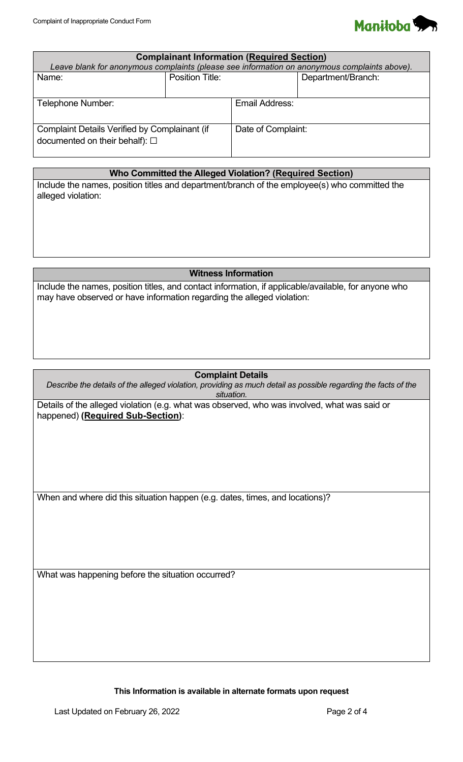| **Complainant Information (<u>Required Section</u>)** | | | |
|---|---|---|---|
| *Leave blank for anonymous complaints (please see information on anonymous complaints above).* | | | |
| Name: | Position Title: | | Department/Branch: |
| Telephone Number: | | Email Address: | |
| Complaint Details Verified by Complainant (if documented on their behalf): ☐ | | Date of Complaint: | |

| **Who Committed the Alleged Violation? (<u>Required Section</u>)** |
|---|
| Include the names, position titles and department/branch of the employee(s) who committed the alleged violation: |

| **Witness Information** |
|---|
| Include the names, position titles, and contact information, if applicable/available, for anyone who may have observed or have information regarding the alleged violation: |

| **Complaint Details** |
|---|
| *Describe the details of the alleged violation, providing as much detail as possible regarding the facts of the situation.* |
| Details of the alleged violation (e.g. what was observed, who was involved, what was said or happened) **(<u>Required Sub-Section</u>)**: |
| When and where did this situation happen (e.g. dates, times, and locations)? |
| What was happening before the situation occurred? |

**This Information is available in alternate formats upon request**

Last Updated on February 26, 2022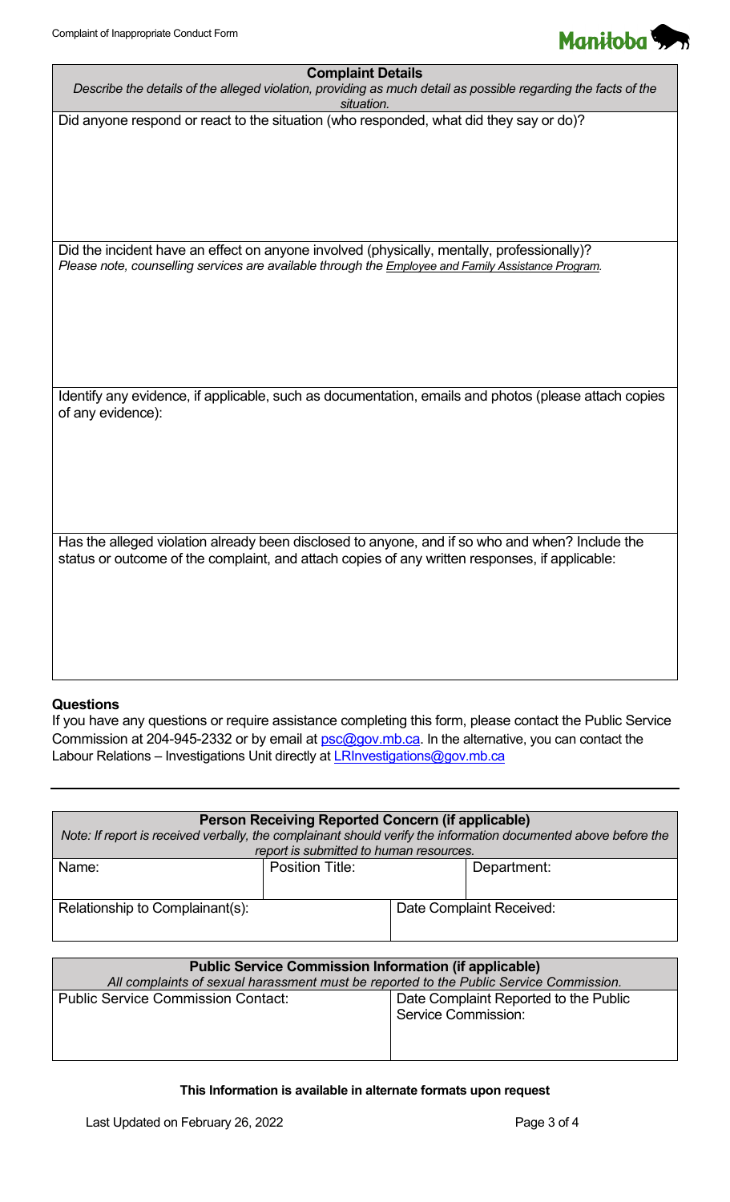| Complaint Details |
|---|
| *Describe the details of the alleged violation, providing as much detail as possible regarding the facts of the situation.* |
| Did anyone respond or react to the situation (who responded, what did they say or do)? |
| Did the incident have an effect on anyone involved (physically, mentally, professionally)? *Please note, counselling services are available through the Employee and Family Assistance Program.* |
| Identify any evidence, if applicable, such as documentation, emails and photos (please attach copies of any evidence): |
| Has the alleged violation already been disclosed to anyone, and if so who and when? Include the status or outcome of the complaint, and attach copies of any written responses, if applicable: |

**Questions**

If you have any questions or require assistance completing this form, please contact the Public Service Commission at 204-945-2332 or by email at psc@gov.mb.ca. In the alternative, you can contact the Labour Relations – Investigations Unit directly at LRInvestigations@gov.mb.ca

---

| Person Receiving Reported Concern (if applicable) | | |
|---|---|---|
| *Note: If report is received verbally, the complainant should verify the information documented above before the report is submitted to human resources.* | | |
| Name: | Position Title: | Department: |
| Relationship to Complainant(s): | Date Complaint Received: | |

| Public Service Commission Information (if applicable) | |
|---|---|
| *All complaints of sexual harassment must be reported to the Public Service Commission.* | |
| Public Service Commission Contact: | Date Complaint Reported to the Public Service Commission: |

**This Information is available in alternate formats upon request**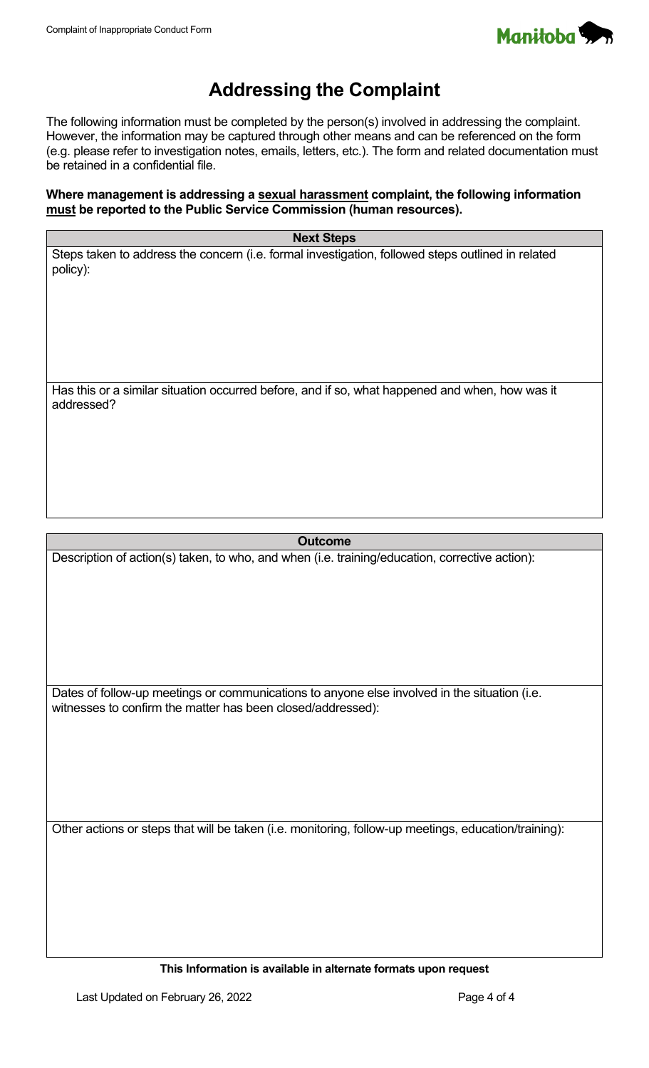# Addressing the Complaint

The following information must be completed by the person(s) involved in addressing the complaint. However, the information may be captured through other means and can be referenced on the form (e.g. please refer to investigation notes, emails, letters, etc.). The form and related documentation must be retained in a confidential file.

**Where management is addressing a <u>sexual harassment</u> complaint, the following information <u>must</u> be reported to the Public Service Commission (human resources).**

| Next Steps |
| --- |
| Steps taken to address the concern (i.e. formal investigation, followed steps outlined in related policy): |
| Has this or a similar situation occurred before, and if so, what happened and when, how was it addressed? |

| Outcome |
| --- |
| Description of action(s) taken, to who, and when (i.e. training/education, corrective action): |
| Dates of follow-up meetings or communications to anyone else involved in the situation (i.e. witnesses to confirm the matter has been closed/addressed): |
| Other actions or steps that will be taken (i.e. monitoring, follow-up meetings, education/training): |

**This Information is available in alternate formats upon request**

Last Updated on February 26, 2022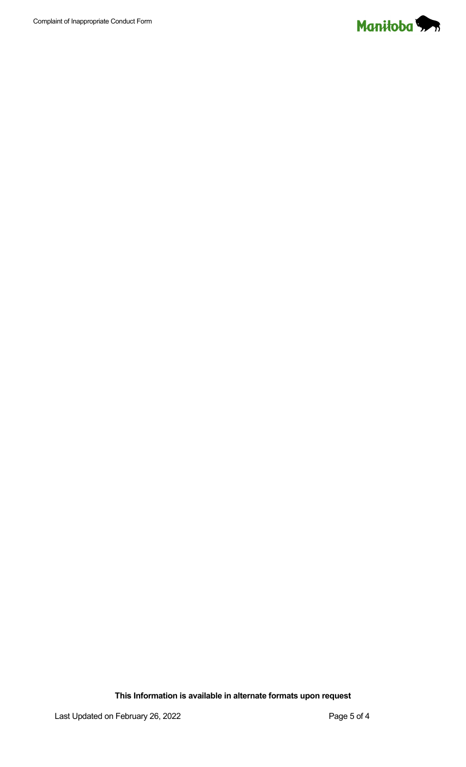**This Information is available in alternate formats upon request**